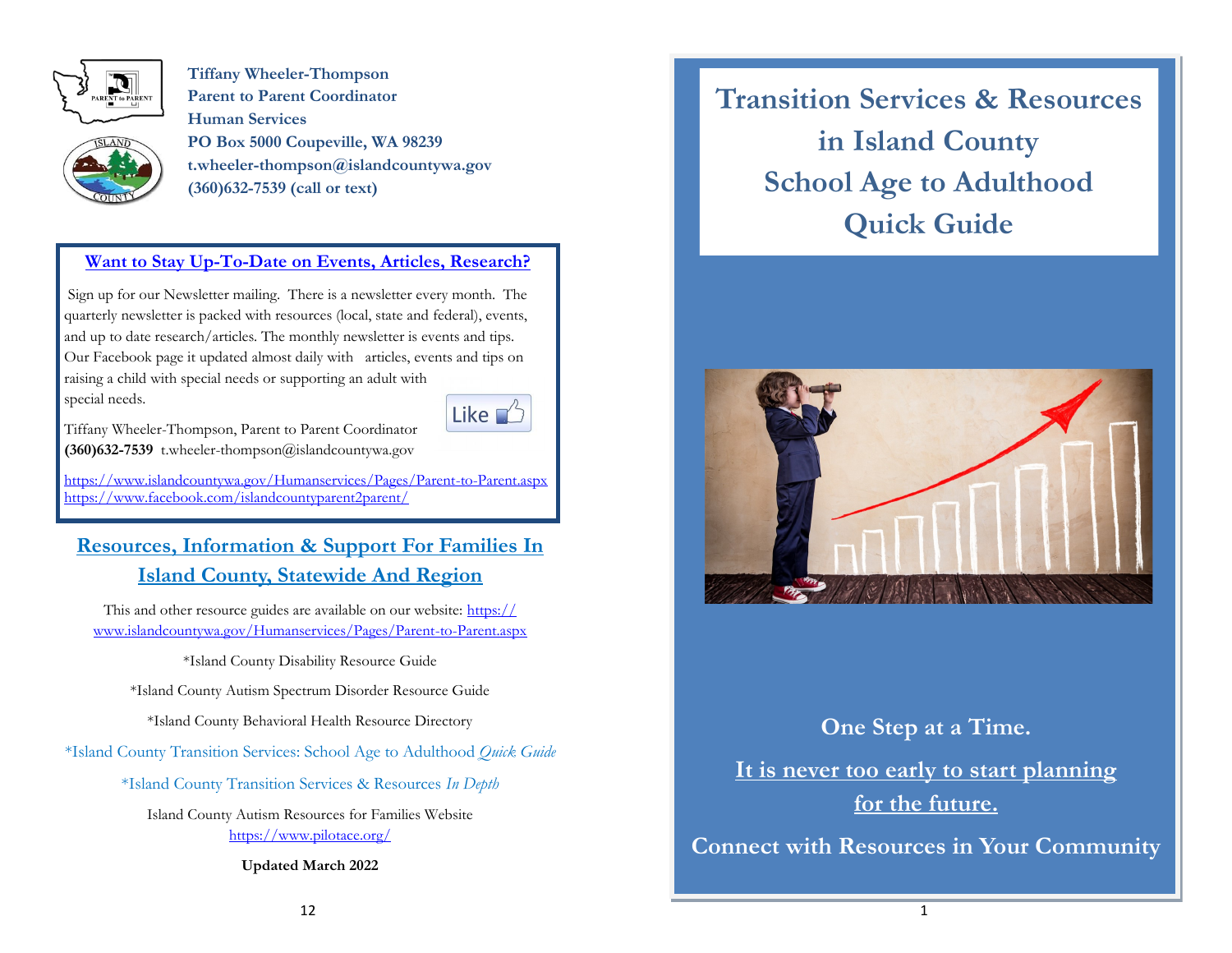**Tiffany Wheeler-Thompson**
**Parent to Parent Coordinator**
**Human Services**
**PO Box 5000 Coupeville, WA 98239**
**t.wheeler-thompson@islandcountywa.gov**
**(360)632-7539 (call or text)**

### Want to Stay Up-To-Date on Events, Articles, Research?

Sign up for our Newsletter mailing. There is a newsletter every month. The quarterly newsletter is packed with resources (local, state and federal), events, and up to date research/articles. The monthly newsletter is events and tips. Our Facebook page it updated almost daily with articles, events and tips on raising a child with special needs or supporting an adult with special needs.

Tiffany Wheeler-Thompson, Parent to Parent Coordinator
**(360)632-7539** t.wheeler-thompson@islandcountywa.gov

https://www.islandcountywa.gov/Humanservices/Pages/Parent-to-Parent.aspx
https://www.facebook.com/islandcountyparent2parent/

## Resources, Information & Support For Families In Island County, Statewide And Region

This and other resource guides are available on our website: https://www.islandcountywa.gov/Humanservices/Pages/Parent-to-Parent.aspx

*Island County Disability Resource Guide

*Island County Autism Spectrum Disorder Resource Guide

*Island County Behavioral Health Resource Directory

*Island County Transition Services: School Age to Adulthood *Quick Guide*

*Island County Transition Services & Resources *In Depth*

Island County Autism Resources for Families Website
https://www.pilotace.org/

**Updated March 2022**

# Transition Services & Resources in Island County School Age to Adulthood Quick Guide

**One Step at a Time.**

**It is never too early to start planning for the future.**

**Connect with Resources in Your Community**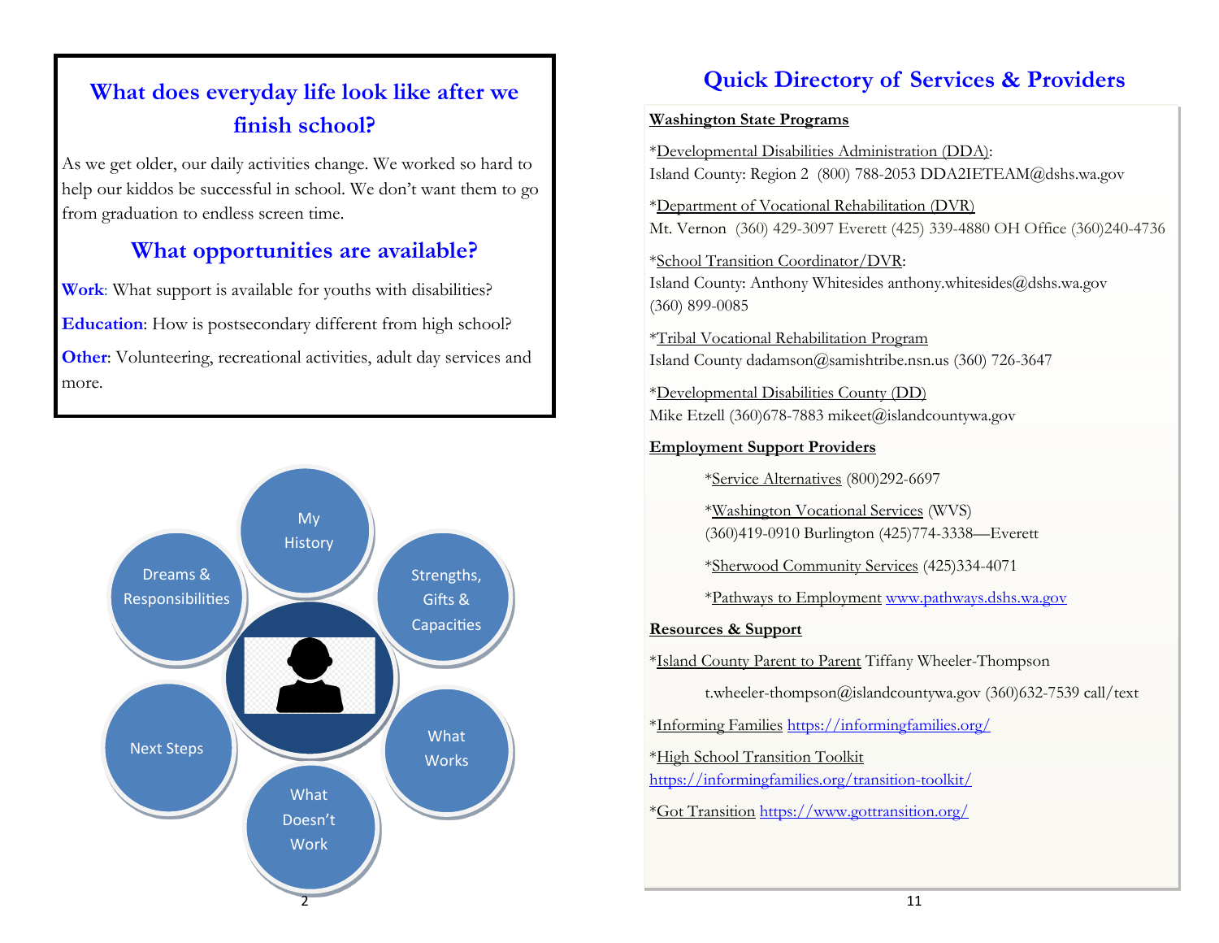## What does everyday life look like after we finish school?

As we get older, our daily activities change. We worked so hard to help our kiddos be successful in school. We don't want them to go from graduation to endless screen time.

## What opportunities are available?

**Work**: What support is available for youths with disabilities?

**Education**: How is postsecondary different from high school?

**Other**: Volunteering, recreational activities, adult day services and more.

My History

Strengths, Gifts & Capacities

What Works

What Doesn't Work

Next Steps

Dreams & Responsibilities

## Quick Directory of Services & Providers

**Washington State Programs**

*Developmental Disabilities Administration (DDA):
Island County: Region 2 (800) 788-2053 DDA2IETEAM@dshs.wa.gov

*Department of Vocational Rehabilitation (DVR)
Mt. Vernon (360) 429-3097 Everett (425) 339-4880 OH Office (360)240-4736

*School Transition Coordinator/DVR:
Island County: Anthony Whitesides anthony.whitesides@dshs.wa.gov
(360) 899-0085

*Tribal Vocational Rehabilitation Program
Island County dadamson@samishtribe.nsn.us (360) 726-3647

*Developmental Disabilities County (DD)
Mike Etzell (360)678-7883 mikeet@islandcountywa.gov

**Employment Support Providers**

*Service Alternatives (800)292-6697

*Washington Vocational Services (WVS)
(360)419-0910 Burlington (425)774-3338—Everett

*Sherwood Community Services (425)334-4071

*Pathways to Employment www.pathways.dshs.wa.gov

**Resources & Support**

*Island County Parent to Parent Tiffany Wheeler-Thompson

t.wheeler-thompson@islandcountywa.gov (360)632-7539 call/text

*Informing Families https://informingfamilies.org/

*High School Transition Toolkit
https://informingfamilies.org/transition-toolkit/

*Got Transition https://www.gottransition.org/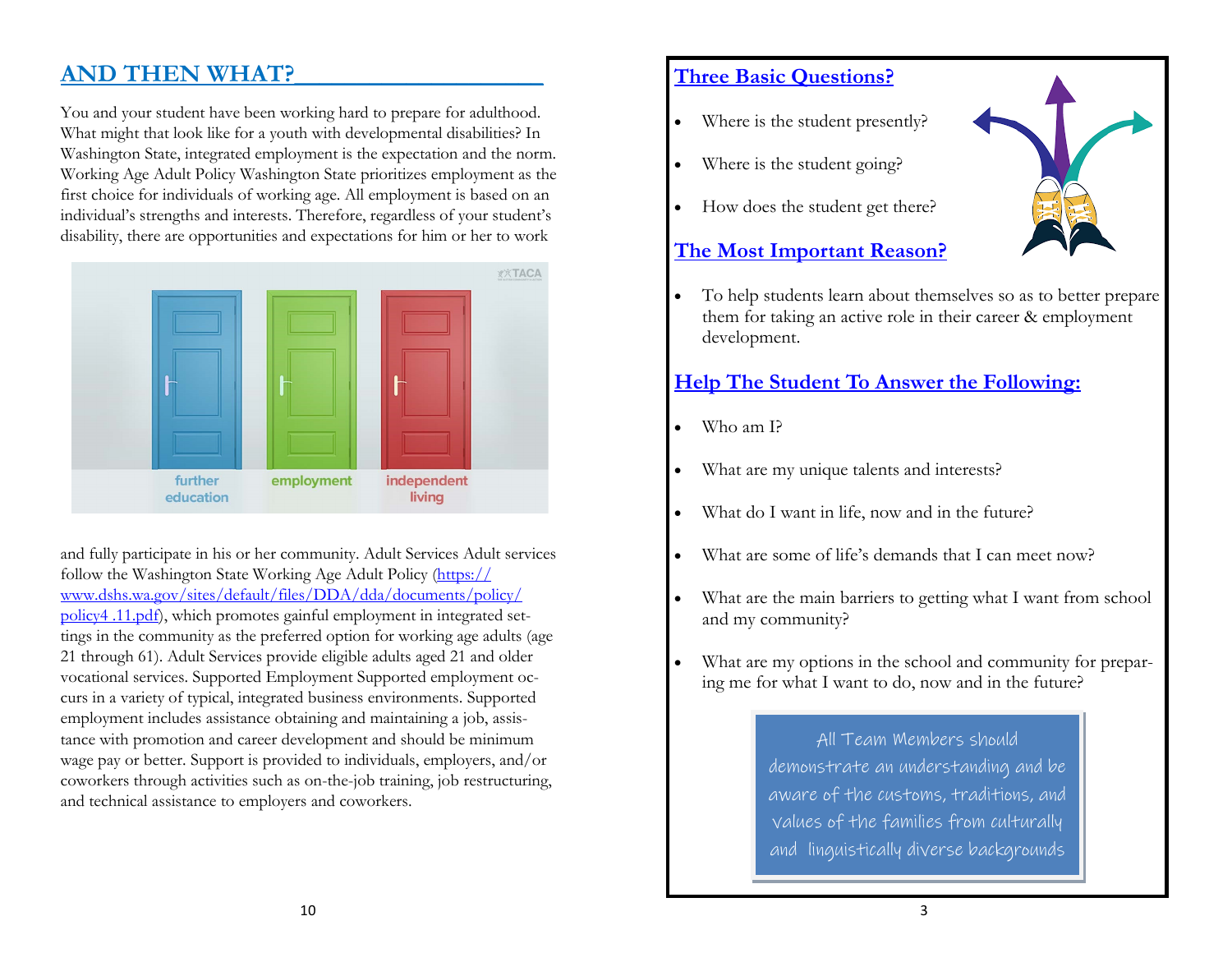## AND THEN WHAT?

You and your student have been working hard to prepare for adulthood. What might that look like for a youth with developmental disabilities? In Washington State, integrated employment is the expectation and the norm. Working Age Adult Policy Washington State prioritizes employment as the first choice for individuals of working age. All employment is based on an individual's strengths and interests. Therefore, regardless of your student's disability, there are opportunities and expectations for him or her to work

further education | employment | independent living

and fully participate in his or her community. Adult Services Adult services follow the Washington State Working Age Adult Policy (https://www.dshs.wa.gov/sites/default/files/DDA/dda/documents/policy/policy4 .11.pdf), which promotes gainful employment in integrated settings in the community as the preferred option for working age adults (age 21 through 61). Adult Services provide eligible adults aged 21 and older vocational services. Supported Employment Supported employment occurs in a variety of typical, integrated business environments. Supported employment includes assistance obtaining and maintaining a job, assistance with promotion and career development and should be minimum wage pay or better. Support is provided to individuals, employers, and/or coworkers through activities such as on-the-job training, job restructuring, and technical assistance to employers and coworkers.

## Three Basic Questions?

- Where is the student presently?
- Where is the student going?
- How does the student get there?

## The Most Important Reason?

- To help students learn about themselves so as to better prepare them for taking an active role in their career & employment development.

## Help The Student To Answer the Following:

- Who am I?
- What are my unique talents and interests?
- What do I want in life, now and in the future?
- What are some of life's demands that I can meet now?
- What are the main barriers to getting what I want from school and my community?
- What are my options in the school and community for preparing me for what I want to do, now and in the future?

All Team Members should demonstrate an understanding and be aware of the customs, traditions, and values of the families from culturally and linguistically diverse backgrounds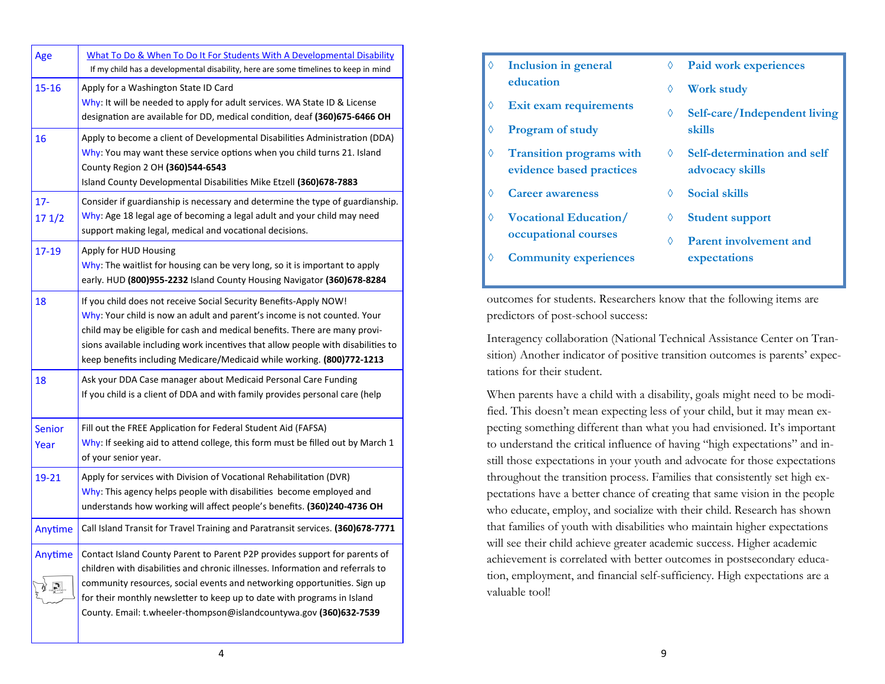| Age | What To Do & When To Do It For Students With A Developmental Disability<br>If my child has a developmental disability, here are some timelines to keep in mind |
|---|---|
| 15-16 | Apply for a Washington State ID Card<br>Why: It will be needed to apply for adult services. WA State ID & License designation are available for DD, medical condition, deaf **(360)675-6466 OH** |
| 16 | Apply to become a client of Developmental Disabilities Administration (DDA)<br>Why: You may want these service options when you child turns 21. Island County Region 2 OH **(360)544-6543**<br>Island County Developmental Disabilities Mike Etzell **(360)678-7883** |
| 17-17 1/2 | Consider if guardianship is necessary and determine the type of guardianship.<br>Why: Age 18 legal age of becoming a legal adult and your child may need support making legal, medical and vocational decisions. |
| 17-19 | Apply for HUD Housing<br>Why: The waitlist for housing can be very long, so it is important to apply early. HUD **(800)955-2232** Island County Housing Navigator **(360)678-8284** |
| 18 | If you child does not receive Social Security Benefits-Apply NOW!<br>Why: Your child is now an adult and parent's income is not counted. Your child may be eligible for cash and medical benefits. There are many provisions available including work incentives that allow people with disabilities to keep benefits including Medicare/Medicaid while working. **(800)772-1213** |
| 18 | Ask your DDA Case manager about Medicaid Personal Care Funding<br>If you child is a client of DDA and with family provides personal care (help |
| Senior Year | Fill out the FREE Application for Federal Student Aid (FAFSA)<br>Why: If seeking aid to attend college, this form must be filled out by March 1 of your senior year. |
| 19-21 | Apply for services with Division of Vocational Rehabilitation (DVR)<br>Why: This agency helps people with disabilities become employed and understands how working will affect people's benefits. **(360)240-4736 OH** |
| Anytime | Call Island Transit for Travel Training and Paratransit services. **(360)678-7771** |
| Anytime | Contact Island County Parent to Parent P2P provides support for parents of children with disabilities and chronic illnesses. Information and referrals to community resources, social events and networking opportunities. Sign up for their monthly newsletter to keep up to date with programs in Island County. Email: t.wheeler-thompson@islandcountywa.gov **(360)632-7539** |

- **Inclusion in general education**
- **Exit exam requirements**
- **Program of study**
- **Transition programs with evidence based practices**
- **Career awareness**
- **Vocational Education/ occupational courses**
- **Community experiences**
- **Paid work experiences**
- **Work study**
- **Self-care/Independent living skills**
- **Self-determination and self advocacy skills**
- **Social skills**
- **Student support**
- **Parent involvement and expectations**

outcomes for students. Researchers know that the following items are predictors of post-school success:

Interagency collaboration (National Technical Assistance Center on Transition) Another indicator of positive transition outcomes is parents' expectations for their student.

When parents have a child with a disability, goals might need to be modified. This doesn't mean expecting less of your child, but it may mean expecting something different than what you had envisioned. It's important to understand the critical influence of having "high expectations" and instill those expectations in your youth and advocate for those expectations throughout the transition process. Families that consistently set high expectations have a better chance of creating that same vision in the people who educate, employ, and socialize with their child. Research has shown that families of youth with disabilities who maintain higher expectations will see their child achieve greater academic success. Higher academic achievement is correlated with better outcomes in postsecondary education, employment, and financial self-sufficiency. High expectations are a valuable tool!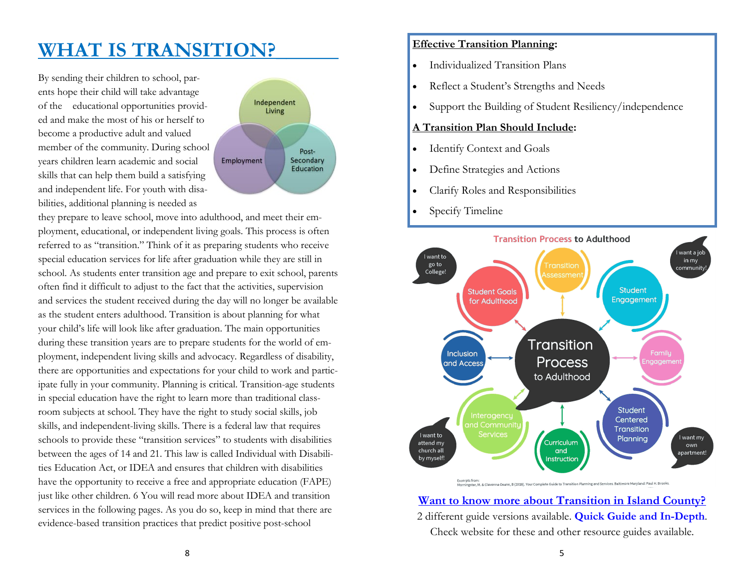# WHAT IS TRANSITION?

Independent Living

Employment

Post-Secondary Education

By sending their children to school, parents hope their child will take advantage of the educational opportunities provided and make the most of his or herself to become a productive adult and valued member of the community. During school years children learn academic and social skills that can help them build a satisfying and independent life. For youth with disabilities, additional planning is needed as they prepare to leave school, move into adulthood, and meet their employment, educational, or independent living goals. This process is often referred to as "transition." Think of it as preparing students who receive special education services for life after graduation while they are still in school. As students enter transition age and prepare to exit school, parents often find it difficult to adjust to the fact that the activities, supervision and services the student received during the day will no longer be available as the student enters adulthood. Transition is about planning for what your child's life will look like after graduation. The main opportunities during these transition years are to prepare students for the world of employment, independent living skills and advocacy. Regardless of disability, there are opportunities and expectations for your child to work and participate fully in your community. Planning is critical. Transition-age students in special education have the right to learn more than traditional classroom subjects at school. They have the right to study social skills, job skills, and independent-living skills. There is a federal law that requires schools to provide these "transition services" to students with disabilities between the ages of 14 and 21. This law is called Individual with Disabilities Education Act, or IDEA and ensures that children with disabilities have the opportunity to receive a free and appropriate education (FAPE) just like other children. 6 You will read more about IDEA and transition services in the following pages. As you do so, keep in mind that there are evidence-based transition practices that predict positive post-school

**Effective Transition Planning:**

- Individualized Transition Plans
- Reflect a Student's Strengths and Needs
- Support the Building of Student Resiliency/independence

**A Transition Plan Should Include:**

- Identify Context and Goals
- Define Strategies and Actions
- Clarify Roles and Responsibilities
- Specify Timeline

**Transition Process to Adulthood**

Transition Process to Adulthood

Student Goals for Adulthood

Transition Assessment

Student Engagement

Family Engagement

Student Centered Transition Planning

Curriculum and Instruction

Interagency and Community Services

Inclusion and Access

I want to go to College!

I want a job in my community!

I want my own apartment!

I want to attend my church all by myself!

Excerpts from: Morningstar, M. & Clavenna-Deane, B (2018). Your Complete Guide to Transition Planning and Services. Baltimore Maryland: Paul H. Brooks.

**Want to know more about Transition in Island County?**

2 different guide versions available. **Quick Guide and In-Depth**.

Check website for these and other resource guides available.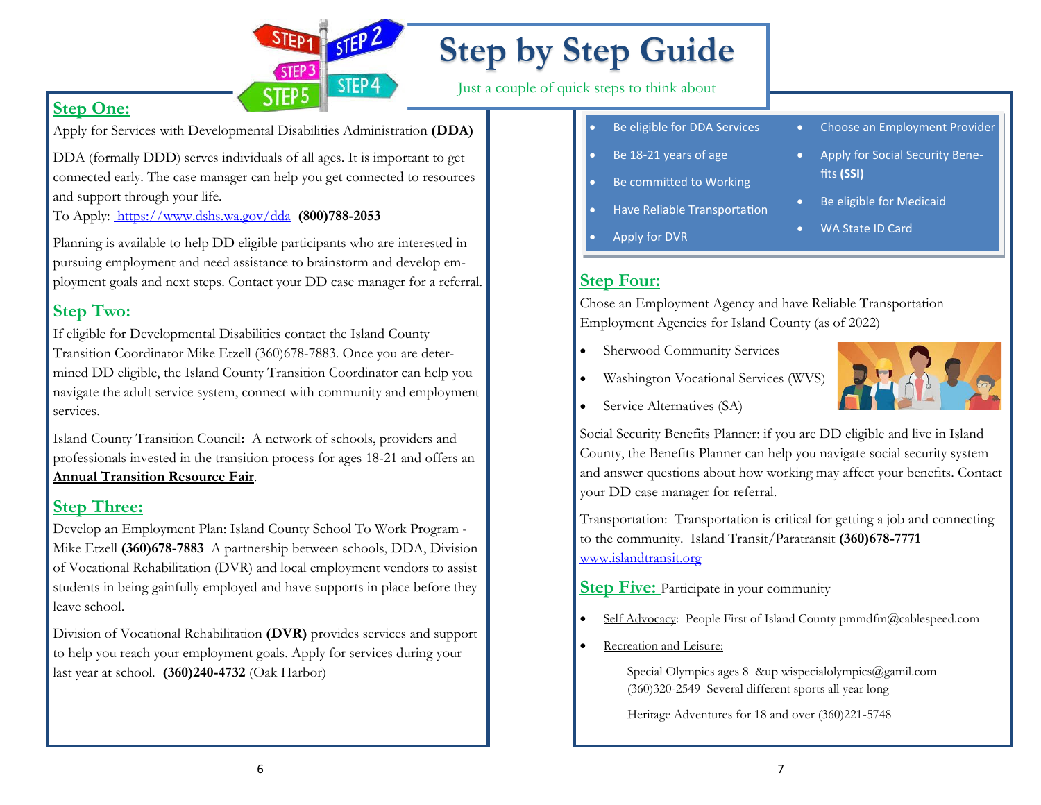# Step by Step Guide

Just a couple of quick steps to think about

## Step One:

Apply for Services with Developmental Disabilities Administration **(DDA)**

DDA (formally DDD) serves individuals of all ages. It is important to get connected early. The case manager can help you get connected to resources and support through your life.
To Apply: [https://www.dshs.wa.gov/dda](https://www.dshs.wa.gov/dda) **(800)788-2053**

Planning is available to help DD eligible participants who are interested in pursuing employment and need assistance to brainstorm and develop employment goals and next steps. Contact your DD case manager for a referral.

## Step Two:

If eligible for Developmental Disabilities contact the Island County Transition Coordinator Mike Etzell (360)678-7883. Once you are determined DD eligible, the Island County Transition Coordinator can help you navigate the adult service system, connect with community and employment services.

Island County Transition Council**:** A network of schools, providers and professionals invested in the transition process for ages 18-21 and offers an **Annual Transition Resource Fair**.

## Step Three:

Develop an Employment Plan: Island County School To Work Program - Mike Etzell **(360)678-7883** A partnership between schools, DDA, Division of Vocational Rehabilitation (DVR) and local employment vendors to assist students in being gainfully employed and have supports in place before they leave school.

Division of Vocational Rehabilitation **(DVR)** provides services and support to help you reach your employment goals. Apply for services during your last year at school. **(360)240-4732** (Oak Harbor)

- Be eligible for DDA Services
- Be 18-21 years of age
- Be committed to Working
- Have Reliable Transportation
- Apply for DVR
- Choose an Employment Provider
- Apply for Social Security Benefits **(SSI)**
- Be eligible for Medicaid
- WA State ID Card

## Step Four:

Chose an Employment Agency and have Reliable Transportation
Employment Agencies for Island County (as of 2022)

- Sherwood Community Services
- Washington Vocational Services (WVS)
- Service Alternatives (SA)

Social Security Benefits Planner: if you are DD eligible and live in Island County, the Benefits Planner can help you navigate social security system and answer questions about how working may affect your benefits. Contact your DD case manager for referral.

Transportation: Transportation is critical for getting a job and connecting to the community. Island Transit/Paratransit **(360)678-7771** [www.islandtransit.org](http://www.islandtransit.org)

## Step Five: Participate in your community

- Self Advocacy: People First of Island County pmmdfm@cablespeed.com
- Recreation and Leisure:

  Special Olympics ages 8 &up wispecialolympics@gamil.com (360)320-2549 Several different sports all year long

  Heritage Adventures for 18 and over (360)221-5748